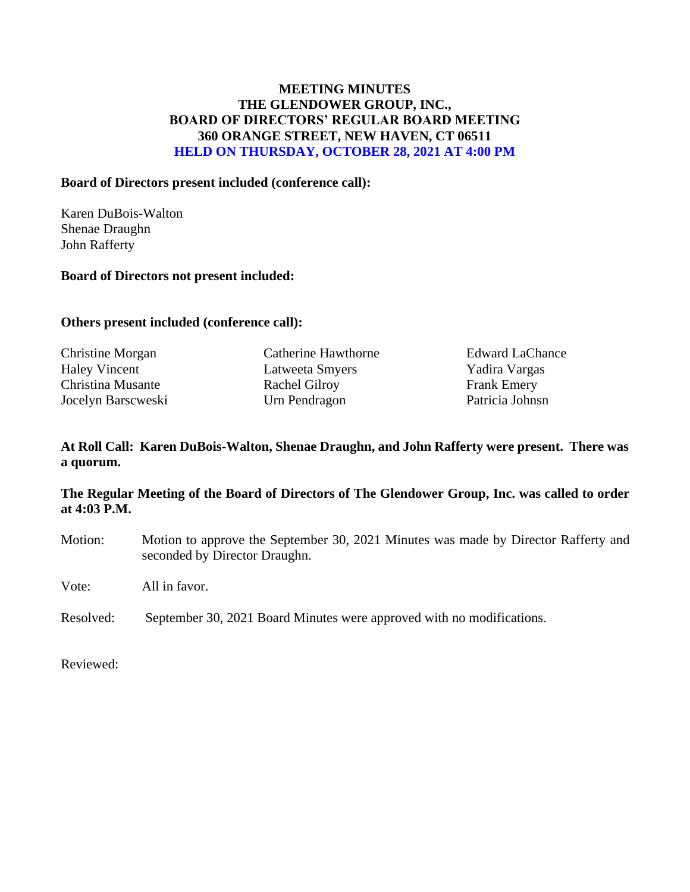# MEETING MINUTES
# THE GLENDOWER GROUP, INC.,
# BOARD OF DIRECTORS' REGULAR BOARD MEETING
# 360 ORANGE STREET, NEW HAVEN, CT 06511
# HELD ON THURSDAY, OCTOBER 28, 2021 AT 4:00 PM

**Board of Directors present included (conference call):**

Karen DuBois-Walton
Shenae Draughn
John Rafferty

**Board of Directors not present included:**

**Others present included (conference call):**

Christine Morgan
Haley Vincent
Christina Musante
Jocelyn Barscweski
Catherine Hawthorne
Latweeta Smyers
Rachel Gilroy
Urn Pendragon
Edward LaChance
Yadira Vargas
Frank Emery
Patricia Johnsn

**At Roll Call: Karen DuBois-Walton, Shenae Draughn, and John Rafferty were present. There was a quorum.**

**The Regular Meeting of the Board of Directors of The Glendower Group, Inc. was called to order at 4:03 P.M.**

Motion: Motion to approve the September 30, 2021 Minutes was made by Director Rafferty and seconded by Director Draughn.

Vote: All in favor.

Resolved: September 30, 2021 Board Minutes were approved with no modifications.

Reviewed: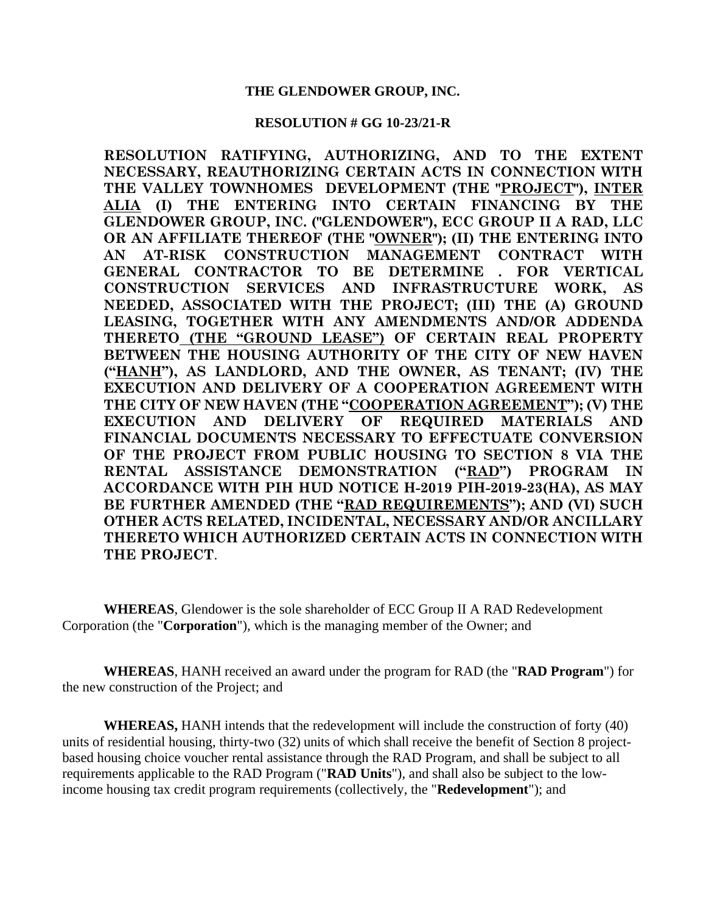**THE GLENDOWER GROUP, INC.**

**RESOLUTION # GG 10-23/21-R**

**RESOLUTION RATIFYING, AUTHORIZING, AND TO THE EXTENT NECESSARY, REAUTHORIZING CERTAIN ACTS IN CONNECTION WITH THE VALLEY TOWNHOMES DEVELOPMENT (THE "PROJECT"), INTER ALIA (I) THE ENTERING INTO CERTAIN FINANCING BY THE GLENDOWER GROUP, INC. ("GLENDOWER"), ECC GROUP II A RAD, LLC OR AN AFFILIATE THEREOF (THE "OWNER"); (II) THE ENTERING INTO AN AT-RISK CONSTRUCTION MANAGEMENT CONTRACT WITH GENERAL CONTRACTOR TO BE DETERMINE . FOR VERTICAL CONSTRUCTION SERVICES AND INFRASTRUCTURE WORK, AS NEEDED, ASSOCIATED WITH THE PROJECT; (III) THE (A) GROUND LEASING, TOGETHER WITH ANY AMENDMENTS AND/OR ADDENDA THERETO (THE "GROUND LEASE") OF CERTAIN REAL PROPERTY BETWEEN THE HOUSING AUTHORITY OF THE CITY OF NEW HAVEN ("HANH"), AS LANDLORD, AND THE OWNER, AS TENANT; (IV) THE EXECUTION AND DELIVERY OF A COOPERATION AGREEMENT WITH THE CITY OF NEW HAVEN (THE "COOPERATION AGREEMENT"); (V) THE EXECUTION AND DELIVERY OF REQUIRED MATERIALS AND FINANCIAL DOCUMENTS NECESSARY TO EFFECTUATE CONVERSION OF THE PROJECT FROM PUBLIC HOUSING TO SECTION 8 VIA THE RENTAL ASSISTANCE DEMONSTRATION ("RAD") PROGRAM IN ACCORDANCE WITH PIH HUD NOTICE H-2019 PIH-2019-23(HA), AS MAY BE FURTHER AMENDED (THE "RAD REQUIREMENTS"); AND (VI) SUCH OTHER ACTS RELATED, INCIDENTAL, NECESSARY AND/OR ANCILLARY THERETO WHICH AUTHORIZED CERTAIN ACTS IN CONNECTION WITH THE PROJECT**.

**WHEREAS**, Glendower is the sole shareholder of ECC Group II A RAD Redevelopment Corporation (the "**Corporation**"), which is the managing member of the Owner; and

**WHEREAS**, HANH received an award under the program for RAD (the "**RAD Program**") for the new construction of the Project; and

**WHEREAS,** HANH intends that the redevelopment will include the construction of forty (40) units of residential housing, thirty-two (32) units of which shall receive the benefit of Section 8 project-based housing choice voucher rental assistance through the RAD Program, and shall be subject to all requirements applicable to the RAD Program ("**RAD Units**"), and shall also be subject to the low-income housing tax credit program requirements (collectively, the "**Redevelopment**"); and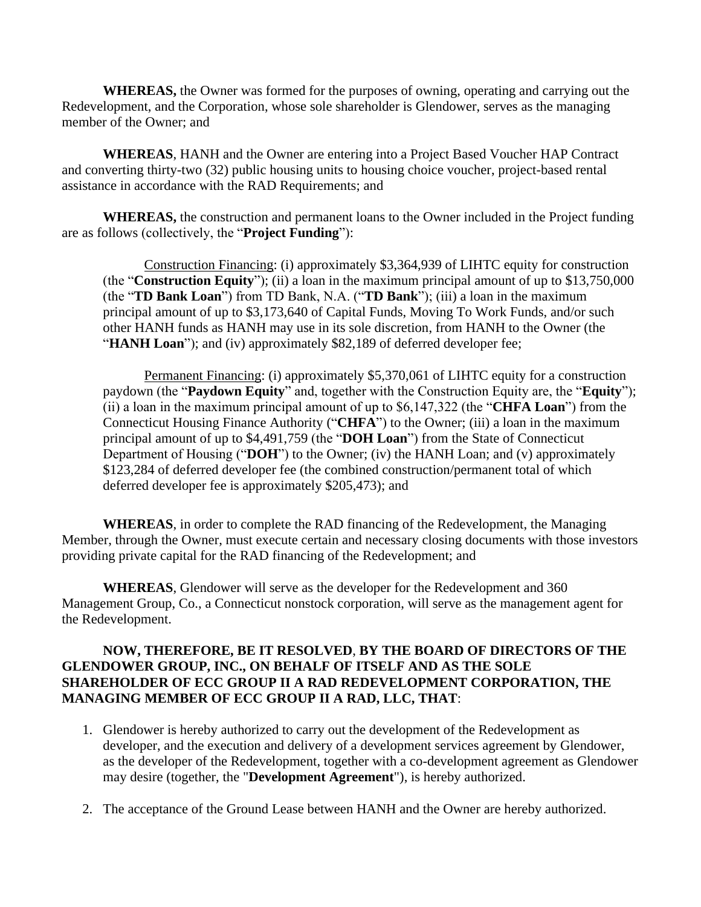**WHEREAS,** the Owner was formed for the purposes of owning, operating and carrying out the Redevelopment, and the Corporation, whose sole shareholder is Glendower, serves as the managing member of the Owner; and

**WHEREAS**, HANH and the Owner are entering into a Project Based Voucher HAP Contract and converting thirty-two (32) public housing units to housing choice voucher, project-based rental assistance in accordance with the RAD Requirements; and

**WHEREAS,** the construction and permanent loans to the Owner included in the Project funding are as follows (collectively, the "**Project Funding**"):

> Construction Financing: (i) approximately $3,364,939 of LIHTC equity for construction (the "**Construction Equity**"); (ii) a loan in the maximum principal amount of up to $13,750,000 (the "**TD Bank Loan**") from TD Bank, N.A. ("**TD Bank**"); (iii) a loan in the maximum principal amount of up to $3,173,640 of Capital Funds, Moving To Work Funds, and/or such other HANH funds as HANH may use in its sole discretion, from HANH to the Owner (the "**HANH Loan**"); and (iv) approximately $82,189 of deferred developer fee;
>
> Permanent Financing: (i) approximately $5,370,061 of LIHTC equity for a construction paydown (the "**Paydown Equity**" and, together with the Construction Equity are, the "**Equity**"); (ii) a loan in the maximum principal amount of up to $6,147,322 (the "**CHFA Loan**") from the Connecticut Housing Finance Authority ("**CHFA**") to the Owner; (iii) a loan in the maximum principal amount of up to $4,491,759 (the "**DOH Loan**") from the State of Connecticut Department of Housing ("**DOH**") to the Owner; (iv) the HANH Loan; and (v) approximately $123,284 of deferred developer fee (the combined construction/permanent total of which deferred developer fee is approximately $205,473); and

**WHEREAS**, in order to complete the RAD financing of the Redevelopment, the Managing Member, through the Owner, must execute certain and necessary closing documents with those investors providing private capital for the RAD financing of the Redevelopment; and

**WHEREAS**, Glendower will serve as the developer for the Redevelopment and 360 Management Group, Co., a Connecticut nonstock corporation, will serve as the management agent for the Redevelopment.

**NOW, THEREFORE, BE IT RESOLVED**, **BY THE BOARD OF DIRECTORS OF THE GLENDOWER GROUP, INC., ON BEHALF OF ITSELF AND AS THE SOLE SHAREHOLDER OF ECC GROUP II A RAD REDEVELOPMENT CORPORATION, THE MANAGING MEMBER OF ECC GROUP II A RAD, LLC, THAT**:

1. Glendower is hereby authorized to carry out the development of the Redevelopment as developer, and the execution and delivery of a development services agreement by Glendower, as the developer of the Redevelopment, together with a co-development agreement as Glendower may desire (together, the "**Development Agreement**"), is hereby authorized.

2. The acceptance of the Ground Lease between HANH and the Owner are hereby authorized.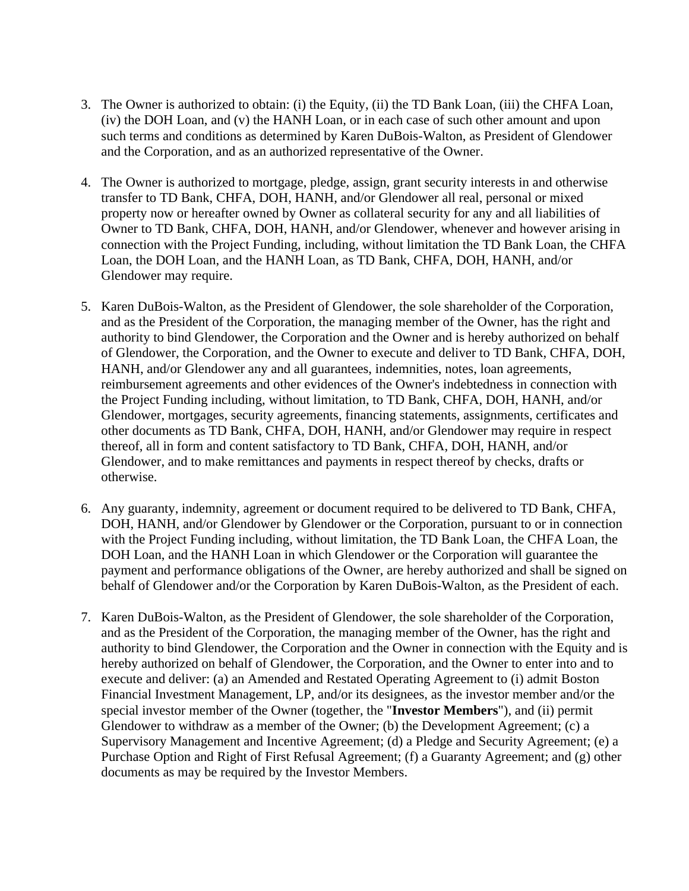3. The Owner is authorized to obtain: (i) the Equity, (ii) the TD Bank Loan, (iii) the CHFA Loan, (iv) the DOH Loan, and (v) the HANH Loan, or in each case of such other amount and upon such terms and conditions as determined by Karen DuBois-Walton, as President of Glendower and the Corporation, and as an authorized representative of the Owner.

4. The Owner is authorized to mortgage, pledge, assign, grant security interests in and otherwise transfer to TD Bank, CHFA, DOH, HANH, and/or Glendower all real, personal or mixed property now or hereafter owned by Owner as collateral security for any and all liabilities of Owner to TD Bank, CHFA, DOH, HANH, and/or Glendower, whenever and however arising in connection with the Project Funding, including, without limitation the TD Bank Loan, the CHFA Loan, the DOH Loan, and the HANH Loan, as TD Bank, CHFA, DOH, HANH, and/or Glendower may require.

5. Karen DuBois-Walton, as the President of Glendower, the sole shareholder of the Corporation, and as the President of the Corporation, the managing member of the Owner, has the right and authority to bind Glendower, the Corporation and the Owner and is hereby authorized on behalf of Glendower, the Corporation, and the Owner to execute and deliver to TD Bank, CHFA, DOH, HANH, and/or Glendower any and all guarantees, indemnities, notes, loan agreements, reimbursement agreements and other evidences of the Owner's indebtedness in connection with the Project Funding including, without limitation, to TD Bank, CHFA, DOH, HANH, and/or Glendower, mortgages, security agreements, financing statements, assignments, certificates and other documents as TD Bank, CHFA, DOH, HANH, and/or Glendower may require in respect thereof, all in form and content satisfactory to TD Bank, CHFA, DOH, HANH, and/or Glendower, and to make remittances and payments in respect thereof by checks, drafts or otherwise.

6. Any guaranty, indemnity, agreement or document required to be delivered to TD Bank, CHFA, DOH, HANH, and/or Glendower by Glendower or the Corporation, pursuant to or in connection with the Project Funding including, without limitation, the TD Bank Loan, the CHFA Loan, the DOH Loan, and the HANH Loan in which Glendower or the Corporation will guarantee the payment and performance obligations of the Owner, are hereby authorized and shall be signed on behalf of Glendower and/or the Corporation by Karen DuBois-Walton, as the President of each.

7. Karen DuBois-Walton, as the President of Glendower, the sole shareholder of the Corporation, and as the President of the Corporation, the managing member of the Owner, has the right and authority to bind Glendower, the Corporation and the Owner in connection with the Equity and is hereby authorized on behalf of Glendower, the Corporation, and the Owner to enter into and to execute and deliver: (a) an Amended and Restated Operating Agreement to (i) admit Boston Financial Investment Management, LP, and/or its designees, as the investor member and/or the special investor member of the Owner (together, the "**Investor Members**"), and (ii) permit Glendower to withdraw as a member of the Owner; (b) the Development Agreement; (c) a Supervisory Management and Incentive Agreement; (d) a Pledge and Security Agreement; (e) a Purchase Option and Right of First Refusal Agreement; (f) a Guaranty Agreement; and (g) other documents as may be required by the Investor Members.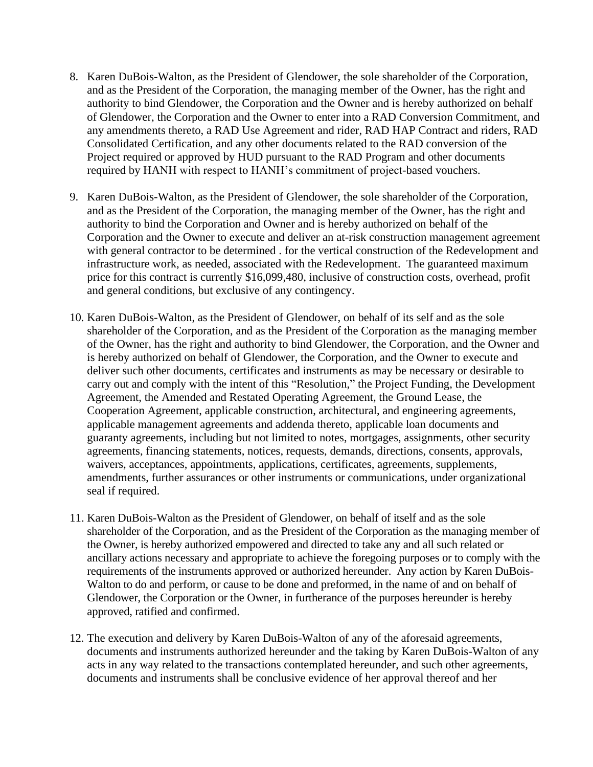8. Karen DuBois-Walton, as the President of Glendower, the sole shareholder of the Corporation, and as the President of the Corporation, the managing member of the Owner, has the right and authority to bind Glendower, the Corporation and the Owner and is hereby authorized on behalf of Glendower, the Corporation and the Owner to enter into a RAD Conversion Commitment, and any amendments thereto, a RAD Use Agreement and rider, RAD HAP Contract and riders, RAD Consolidated Certification, and any other documents related to the RAD conversion of the Project required or approved by HUD pursuant to the RAD Program and other documents required by HANH with respect to HANH's commitment of project-based vouchers.

9. Karen DuBois-Walton, as the President of Glendower, the sole shareholder of the Corporation, and as the President of the Corporation, the managing member of the Owner, has the right and authority to bind the Corporation and Owner and is hereby authorized on behalf of the Corporation and the Owner to execute and deliver an at-risk construction management agreement with general contractor to be determined . for the vertical construction of the Redevelopment and infrastructure work, as needed, associated with the Redevelopment. The guaranteed maximum price for this contract is currently $16,099,480, inclusive of construction costs, overhead, profit and general conditions, but exclusive of any contingency.

10. Karen DuBois-Walton, as the President of Glendower, on behalf of its self and as the sole shareholder of the Corporation, and as the President of the Corporation as the managing member of the Owner, has the right and authority to bind Glendower, the Corporation, and the Owner and is hereby authorized on behalf of Glendower, the Corporation, and the Owner to execute and deliver such other documents, certificates and instruments as may be necessary or desirable to carry out and comply with the intent of this "Resolution," the Project Funding, the Development Agreement, the Amended and Restated Operating Agreement, the Ground Lease, the Cooperation Agreement, applicable construction, architectural, and engineering agreements, applicable management agreements and addenda thereto, applicable loan documents and guaranty agreements, including but not limited to notes, mortgages, assignments, other security agreements, financing statements, notices, requests, demands, directions, consents, approvals, waivers, acceptances, appointments, applications, certificates, agreements, supplements, amendments, further assurances or other instruments or communications, under organizational seal if required.

11. Karen DuBois-Walton as the President of Glendower, on behalf of itself and as the sole shareholder of the Corporation, and as the President of the Corporation as the managing member of the Owner, is hereby authorized empowered and directed to take any and all such related or ancillary actions necessary and appropriate to achieve the foregoing purposes or to comply with the requirements of the instruments approved or authorized hereunder. Any action by Karen DuBois-Walton to do and perform, or cause to be done and preformed, in the name of and on behalf of Glendower, the Corporation or the Owner, in furtherance of the purposes hereunder is hereby approved, ratified and confirmed.

12. The execution and delivery by Karen DuBois-Walton of any of the aforesaid agreements, documents and instruments authorized hereunder and the taking by Karen DuBois-Walton of any acts in any way related to the transactions contemplated hereunder, and such other agreements, documents and instruments shall be conclusive evidence of her approval thereof and her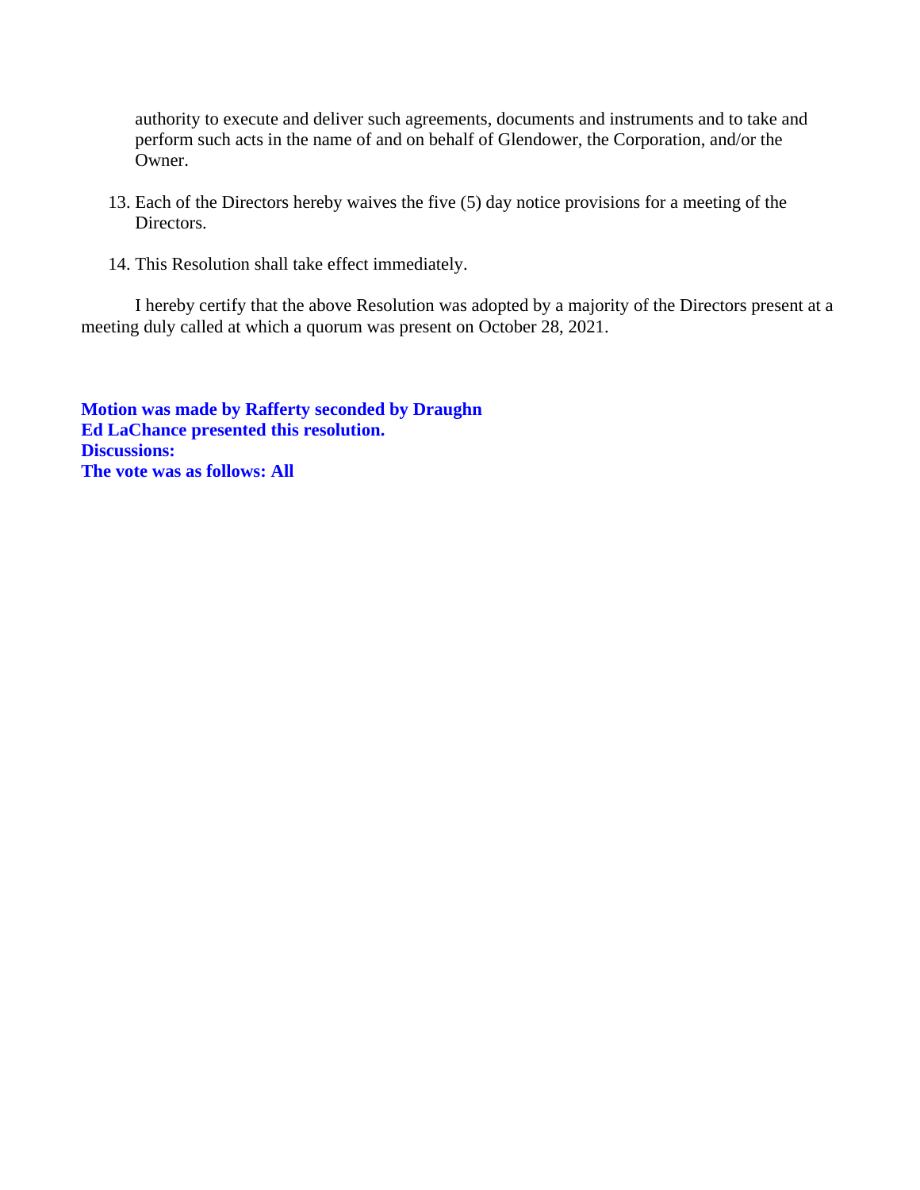authority to execute and deliver such agreements, documents and instruments and to take and perform such acts in the name of and on behalf of Glendower, the Corporation, and/or the Owner.

13. Each of the Directors hereby waives the five (5) day notice provisions for a meeting of the Directors.

14. This Resolution shall take effect immediately.

I hereby certify that the above Resolution was adopted by a majority of the Directors present at a meeting duly called at which a quorum was present on October 28, 2021.

**Motion was made by Rafferty seconded by Draughn**
**Ed LaChance presented this resolution.**
**Discussions:**
**The vote was as follows: All**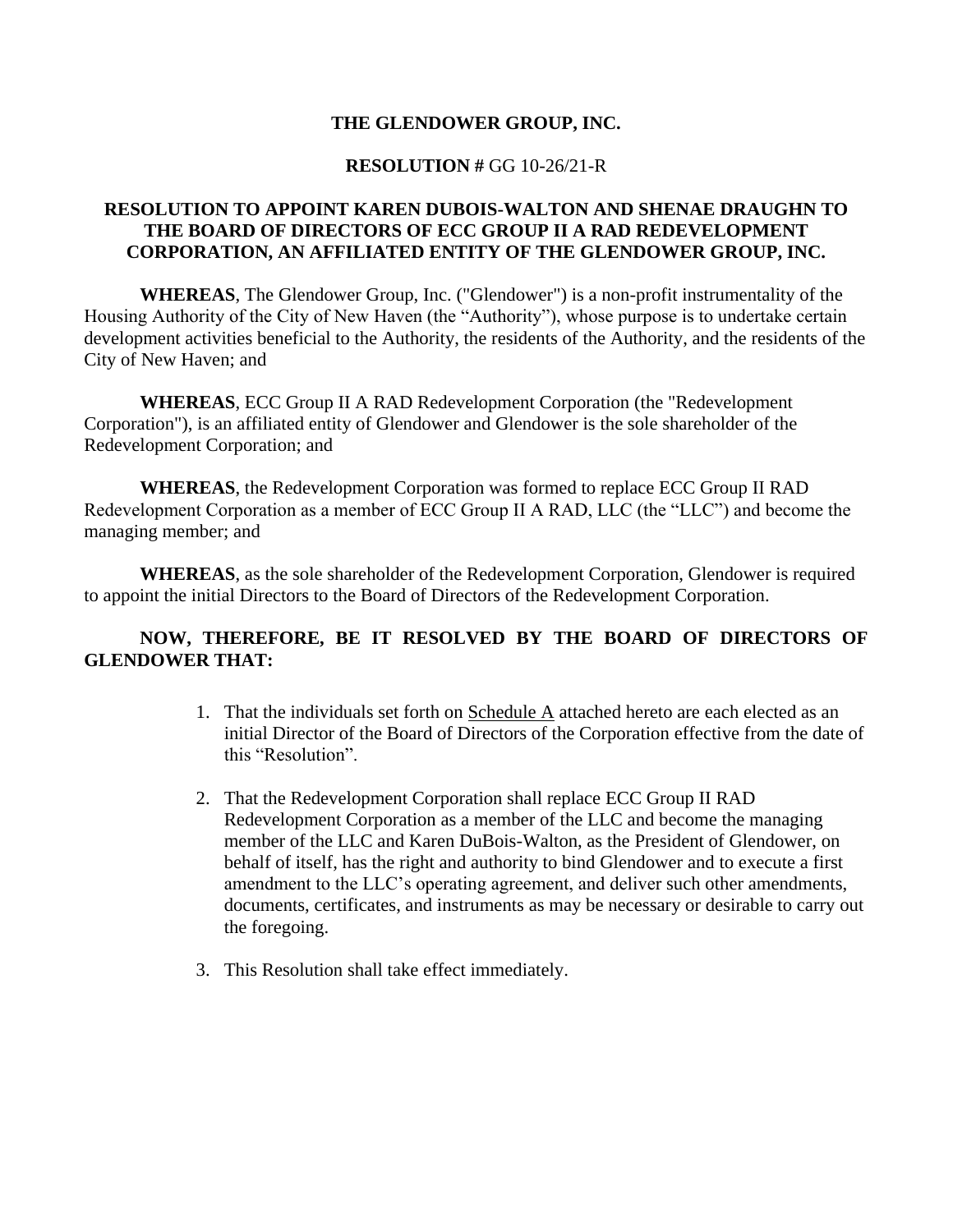# THE GLENDOWER GROUP, INC.

**RESOLUTION #** GG 10-26/21-R

**RESOLUTION TO APPOINT KAREN DUBOIS-WALTON AND SHENAE DRAUGHN TO THE BOARD OF DIRECTORS OF ECC GROUP II A RAD REDEVELOPMENT CORPORATION, AN AFFILIATED ENTITY OF THE GLENDOWER GROUP, INC.**

**WHEREAS**, The Glendower Group, Inc. ("Glendower") is a non-profit instrumentality of the Housing Authority of the City of New Haven (the "Authority"), whose purpose is to undertake certain development activities beneficial to the Authority, the residents of the Authority, and the residents of the City of New Haven; and

**WHEREAS**, ECC Group II A RAD Redevelopment Corporation (the "Redevelopment Corporation"), is an affiliated entity of Glendower and Glendower is the sole shareholder of the Redevelopment Corporation; and

**WHEREAS**, the Redevelopment Corporation was formed to replace ECC Group II RAD Redevelopment Corporation as a member of ECC Group II A RAD, LLC (the "LLC") and become the managing member; and

**WHEREAS**, as the sole shareholder of the Redevelopment Corporation, Glendower is required to appoint the initial Directors to the Board of Directors of the Redevelopment Corporation.

**NOW, THEREFORE, BE IT RESOLVED BY THE BOARD OF DIRECTORS OF GLENDOWER THAT:**

1. That the individuals set forth on Schedule A attached hereto are each elected as an initial Director of the Board of Directors of the Corporation effective from the date of this "Resolution".

2. That the Redevelopment Corporation shall replace ECC Group II RAD Redevelopment Corporation as a member of the LLC and become the managing member of the LLC and Karen DuBois-Walton, as the President of Glendower, on behalf of itself, has the right and authority to bind Glendower and to execute a first amendment to the LLC's operating agreement, and deliver such other amendments, documents, certificates, and instruments as may be necessary or desirable to carry out the foregoing.

3. This Resolution shall take effect immediately.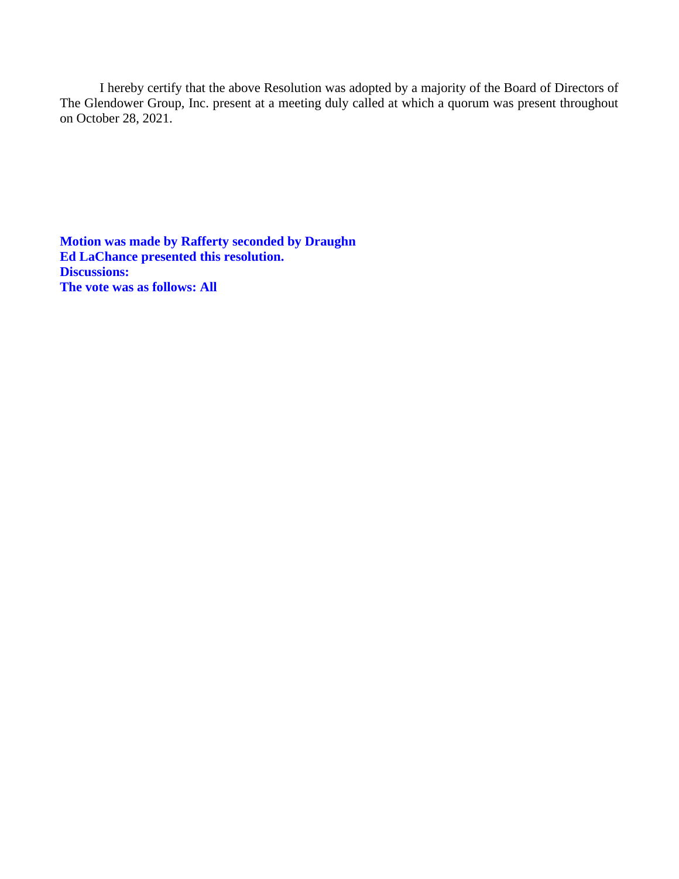I hereby certify that the above Resolution was adopted by a majority of the Board of Directors of The Glendower Group, Inc. present at a meeting duly called at which a quorum was present throughout on October 28, 2021.

**Motion was made by Rafferty seconded by Draughn**
**Ed LaChance presented this resolution.**
**Discussions:**
**The vote was as follows: All**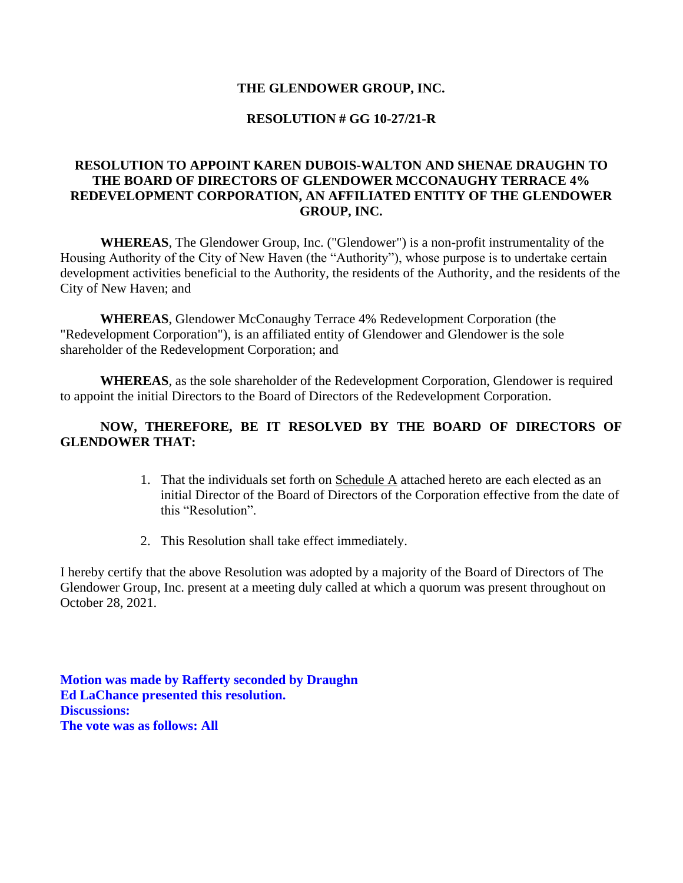**THE GLENDOWER GROUP, INC.**

**RESOLUTION # GG 10-27/21-R**

**RESOLUTION TO APPOINT KAREN DUBOIS-WALTON AND SHENAE DRAUGHN TO THE BOARD OF DIRECTORS OF GLENDOWER MCCONAUGHY TERRACE 4% REDEVELOPMENT CORPORATION, AN AFFILIATED ENTITY OF THE GLENDOWER GROUP, INC.**

**WHEREAS**, The Glendower Group, Inc. ("Glendower") is a non-profit instrumentality of the Housing Authority of the City of New Haven (the "Authority"), whose purpose is to undertake certain development activities beneficial to the Authority, the residents of the Authority, and the residents of the City of New Haven; and

**WHEREAS**, Glendower McConaughy Terrace 4% Redevelopment Corporation (the "Redevelopment Corporation"), is an affiliated entity of Glendower and Glendower is the sole shareholder of the Redevelopment Corporation; and

**WHEREAS**, as the sole shareholder of the Redevelopment Corporation, Glendower is required to appoint the initial Directors to the Board of Directors of the Redevelopment Corporation.

**NOW, THEREFORE, BE IT RESOLVED BY THE BOARD OF DIRECTORS OF GLENDOWER THAT:**

1. That the individuals set forth on Schedule A attached hereto are each elected as an initial Director of the Board of Directors of the Corporation effective from the date of this "Resolution".
2. This Resolution shall take effect immediately.

I hereby certify that the above Resolution was adopted by a majority of the Board of Directors of The Glendower Group, Inc. present at a meeting duly called at which a quorum was present throughout on October 28, 2021.

**Motion was made by Rafferty seconded by Draughn**
**Ed LaChance presented this resolution.**
**Discussions:**
**The vote was as follows: All**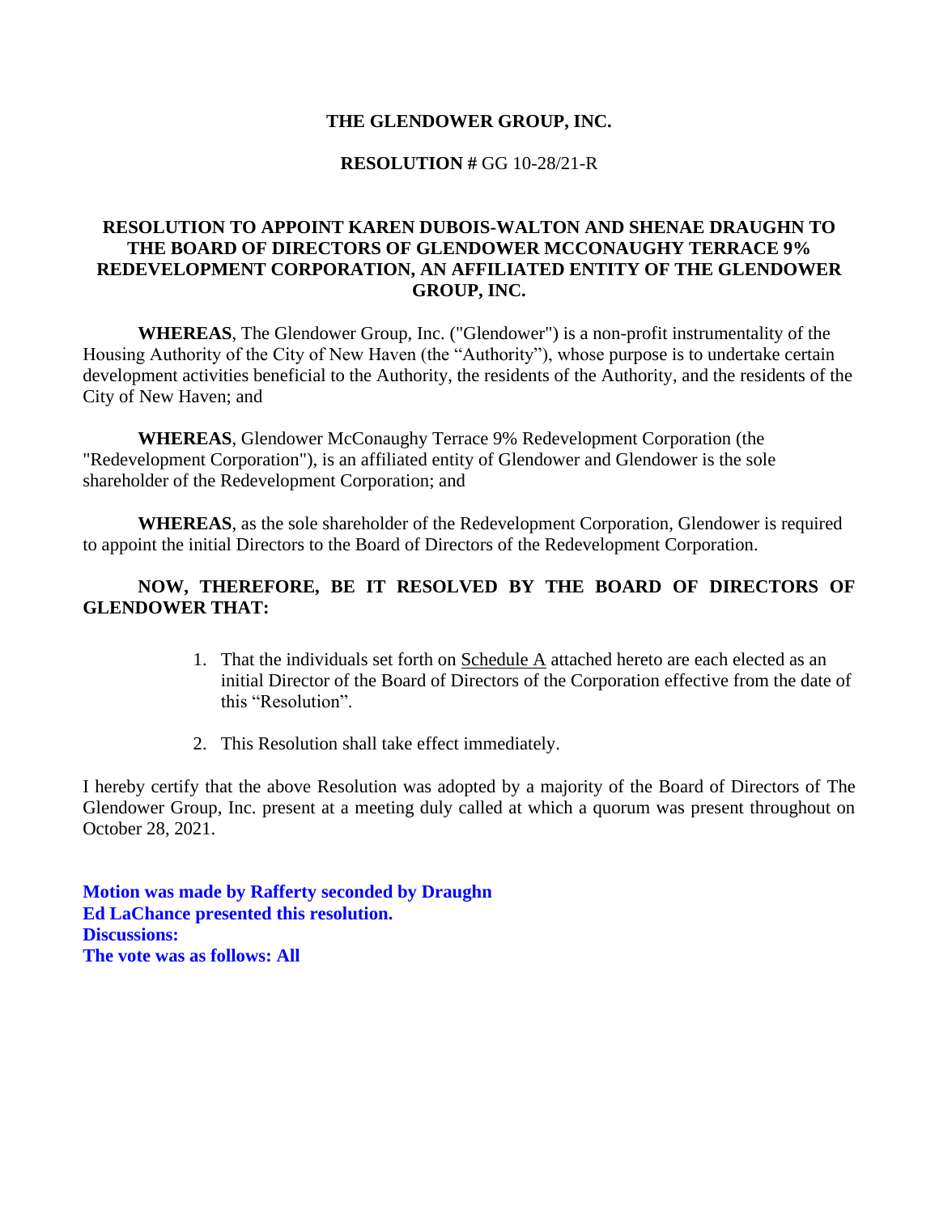**THE GLENDOWER GROUP, INC.**

**RESOLUTION #** GG 10-28/21-R

**RESOLUTION TO APPOINT KAREN DUBOIS-WALTON AND SHENAE DRAUGHN TO THE BOARD OF DIRECTORS OF GLENDOWER MCCONAUGHY TERRACE 9% REDEVELOPMENT CORPORATION, AN AFFILIATED ENTITY OF THE GLENDOWER GROUP, INC.**

**WHEREAS**, The Glendower Group, Inc. ("Glendower") is a non-profit instrumentality of the Housing Authority of the City of New Haven (the "Authority"), whose purpose is to undertake certain development activities beneficial to the Authority, the residents of the Authority, and the residents of the City of New Haven; and

**WHEREAS**, Glendower McConaughy Terrace 9% Redevelopment Corporation (the "Redevelopment Corporation"), is an affiliated entity of Glendower and Glendower is the sole shareholder of the Redevelopment Corporation; and

**WHEREAS**, as the sole shareholder of the Redevelopment Corporation, Glendower is required to appoint the initial Directors to the Board of Directors of the Redevelopment Corporation.

**NOW, THEREFORE, BE IT RESOLVED BY THE BOARD OF DIRECTORS OF GLENDOWER THAT:**

1. That the individuals set forth on Schedule A attached hereto are each elected as an initial Director of the Board of Directors of the Corporation effective from the date of this "Resolution".

2. This Resolution shall take effect immediately.

I hereby certify that the above Resolution was adopted by a majority of the Board of Directors of The Glendower Group, Inc. present at a meeting duly called at which a quorum was present throughout on October 28, 2021.

**Motion was made by Rafferty seconded by Draughn**
**Ed LaChance presented this resolution.**
**Discussions:**
**The vote was as follows: All**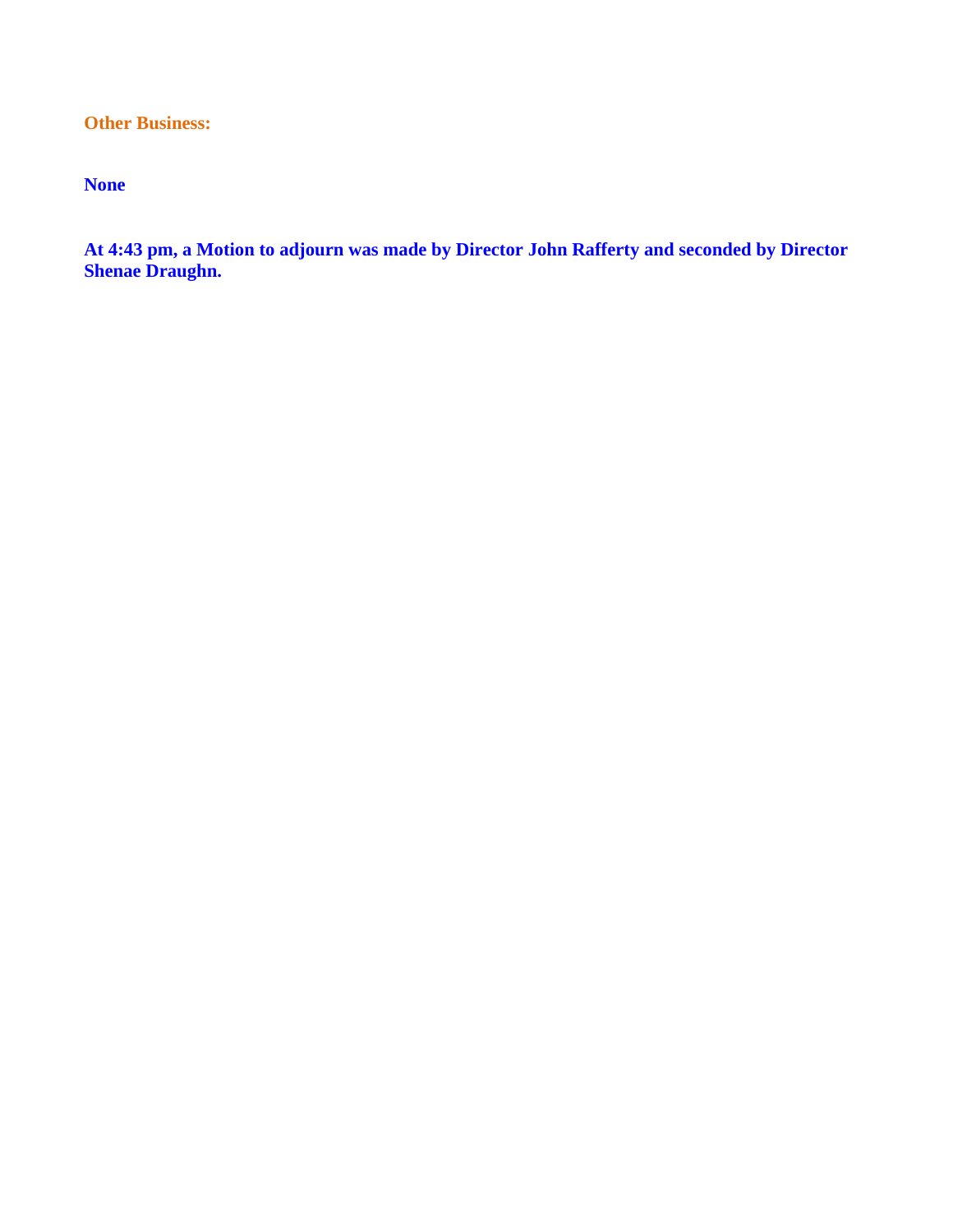**Other Business:**

**None**

**At 4:43 pm, a Motion to adjourn was made by Director John Rafferty and seconded by Director Shenae Draughn.**